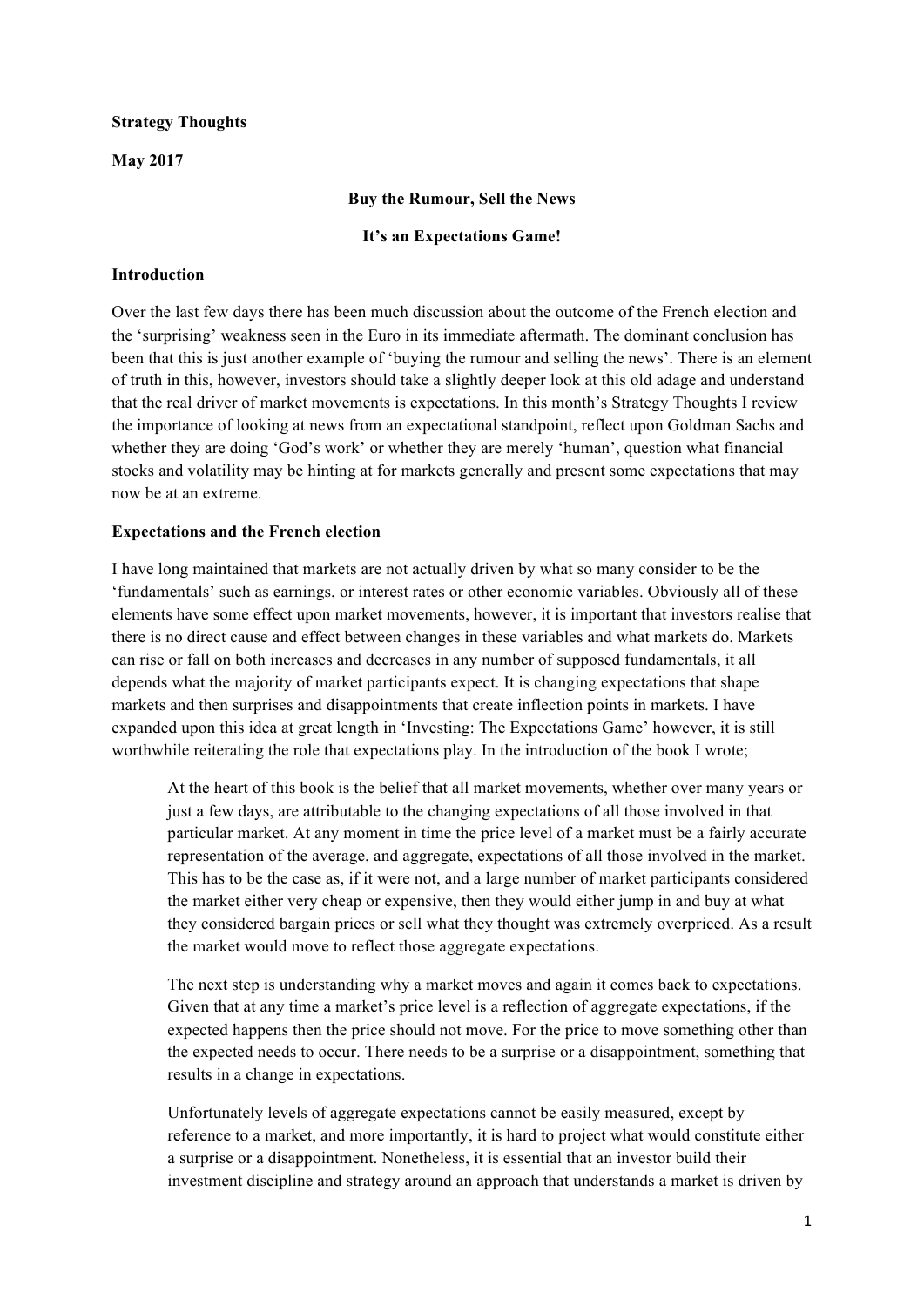**Strategy Thoughts**

**May 2017**

**Buy the Rumour, Sell the News**

**It's an Expectations Game!**

**Introduction**

Over the last few days there has been much discussion about the outcome of the French election and the 'surprising' weakness seen in the Euro in its immediate aftermath. The dominant conclusion has been that this is just another example of 'buying the rumour and selling the news'. There is an element of truth in this, however, investors should take a slightly deeper look at this old adage and understand that the real driver of market movements is expectations. In this month's Strategy Thoughts I review the importance of looking at news from an expectational standpoint, reflect upon Goldman Sachs and whether they are doing 'God's work' or whether they are merely 'human', question what financial stocks and volatility may be hinting at for markets generally and present some expectations that may now be at an extreme.

**Expectations and the French election**

I have long maintained that markets are not actually driven by what so many consider to be the 'fundamentals' such as earnings, or interest rates or other economic variables. Obviously all of these elements have some effect upon market movements, however, it is important that investors realise that there is no direct cause and effect between changes in these variables and what markets do. Markets can rise or fall on both increases and decreases in any number of supposed fundamentals, it all depends what the majority of market participants expect. It is changing expectations that shape markets and then surprises and disappointments that create inflection points in markets. I have expanded upon this idea at great length in 'Investing: The Expectations Game' however, it is still worthwhile reiterating the role that expectations play. In the introduction of the book I wrote;

> At the heart of this book is the belief that all market movements, whether over many years or just a few days, are attributable to the changing expectations of all those involved in that particular market. At any moment in time the price level of a market must be a fairly accurate representation of the average, and aggregate, expectations of all those involved in the market. This has to be the case as, if it were not, and a large number of market participants considered the market either very cheap or expensive, then they would either jump in and buy at what they considered bargain prices or sell what they thought was extremely overpriced. As a result the market would move to reflect those aggregate expectations.
>
> The next step is understanding why a market moves and again it comes back to expectations. Given that at any time a market's price level is a reflection of aggregate expectations, if the expected happens then the price should not move. For the price to move something other than the expected needs to occur. There needs to be a surprise or a disappointment, something that results in a change in expectations.
>
> Unfortunately levels of aggregate expectations cannot be easily measured, except by reference to a market, and more importantly, it is hard to project what would constitute either a surprise or a disappointment. Nonetheless, it is essential that an investor build their investment discipline and strategy around an approach that understands a market is driven by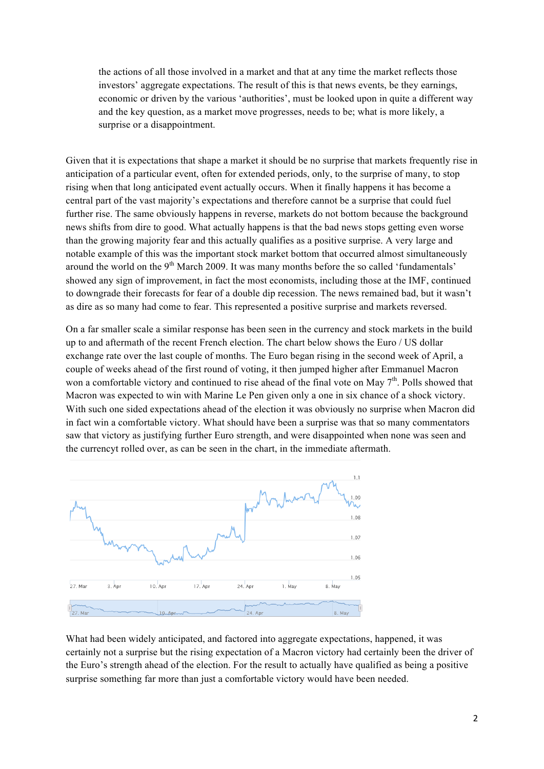the actions of all those involved in a market and that at any time the market reflects those investors' aggregate expectations. The result of this is that news events, be they earnings, economic or driven by the various 'authorities', must be looked upon in quite a different way and the key question, as a market move progresses, needs to be; what is more likely, a surprise or a disappointment.

Given that it is expectations that shape a market it should be no surprise that markets frequently rise in anticipation of a particular event, often for extended periods, only, to the surprise of many, to stop rising when that long anticipated event actually occurs. When it finally happens it has become a central part of the vast majority's expectations and therefore cannot be a surprise that could fuel further rise. The same obviously happens in reverse, markets do not bottom because the background news shifts from dire to good. What actually happens is that the bad news stops getting even worse than the growing majority fear and this actually qualifies as a positive surprise. A very large and notable example of this was the important stock market bottom that occurred almost simultaneously around the world on the 9th March 2009. It was many months before the so called 'fundamentals' showed any sign of improvement, in fact the most economists, including those at the IMF, continued to downgrade their forecasts for fear of a double dip recession. The news remained bad, but it wasn't as dire as so many had come to fear. This represented a positive surprise and markets reversed.

On a far smaller scale a similar response has been seen in the currency and stock markets in the build up to and aftermath of the recent French election. The chart below shows the Euro / US dollar exchange rate over the last couple of months. The Euro began rising in the second week of April, a couple of weeks ahead of the first round of voting, it then jumped higher after Emmanuel Macron won a comfortable victory and continued to rise ahead of the final vote on May 7th. Polls showed that Macron was expected to win with Marine Le Pen given only a one in six chance of a shock victory. With such one sided expectations ahead of the election it was obviously no surprise when Macron did in fact win a comfortable victory. What should have been a surprise was that so many commentators saw that victory as justifying further Euro strength, and were disappointed when none was seen and the currencyt rolled over, as can be seen in the chart, in the immediate aftermath.

What had been widely anticipated, and factored into aggregate expectations, happened, it was certainly not a surprise but the rising expectation of a Macron victory had certainly been the driver of the Euro's strength ahead of the election. For the result to actually have qualified as being a positive surprise something far more than just a comfortable victory would have been needed.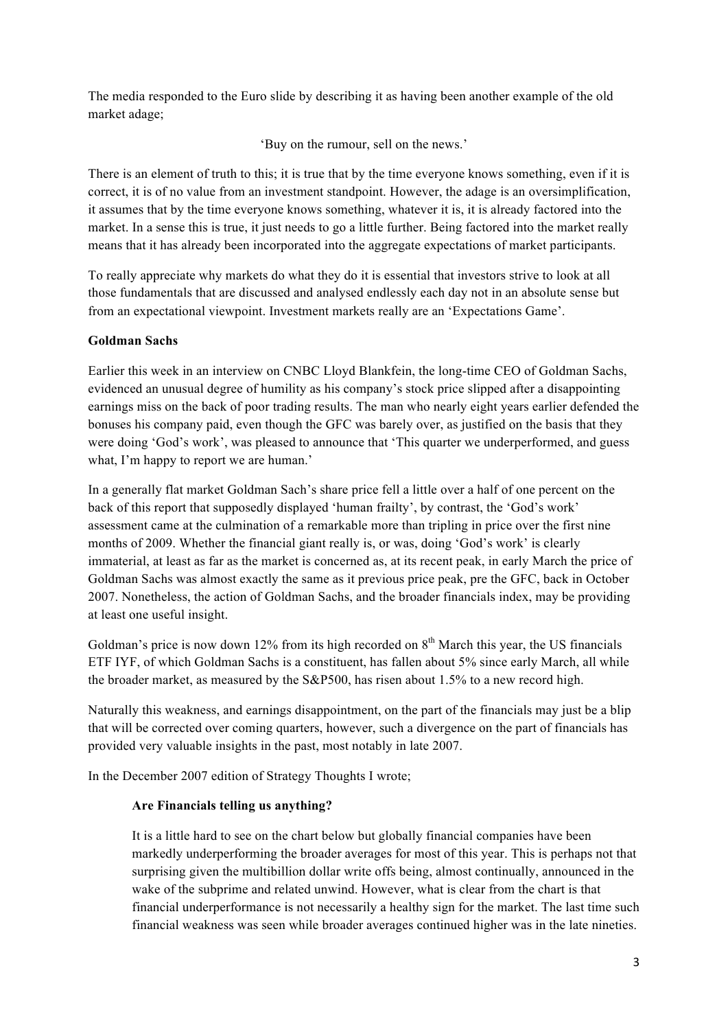The media responded to the Euro slide by describing it as having been another example of the old market adage;

'Buy on the rumour, sell on the news.'

There is an element of truth to this; it is true that by the time everyone knows something, even if it is correct, it is of no value from an investment standpoint. However, the adage is an oversimplification, it assumes that by the time everyone knows something, whatever it is, it is already factored into the market. In a sense this is true, it just needs to go a little further. Being factored into the market really means that it has already been incorporated into the aggregate expectations of market participants.

To really appreciate why markets do what they do it is essential that investors strive to look at all those fundamentals that are discussed and analysed endlessly each day not in an absolute sense but from an expectational viewpoint. Investment markets really are an 'Expectations Game'.

**Goldman Sachs**

Earlier this week in an interview on CNBC Lloyd Blankfein, the long-time CEO of Goldman Sachs, evidenced an unusual degree of humility as his company's stock price slipped after a disappointing earnings miss on the back of poor trading results. The man who nearly eight years earlier defended the bonuses his company paid, even though the GFC was barely over, as justified on the basis that they were doing 'God's work', was pleased to announce that 'This quarter we underperformed, and guess what, I'm happy to report we are human.'

In a generally flat market Goldman Sach's share price fell a little over a half of one percent on the back of this report that supposedly displayed 'human frailty', by contrast, the 'God's work' assessment came at the culmination of a remarkable more than tripling in price over the first nine months of 2009. Whether the financial giant really is, or was, doing 'God's work' is clearly immaterial, at least as far as the market is concerned as, at its recent peak, in early March the price of Goldman Sachs was almost exactly the same as it previous price peak, pre the GFC, back in October 2007. Nonetheless, the action of Goldman Sachs, and the broader financials index, may be providing at least one useful insight.

Goldman's price is now down 12% from its high recorded on 8th March this year, the US financials ETF IYF, of which Goldman Sachs is a constituent, has fallen about 5% since early March, all while the broader market, as measured by the S&P500, has risen about 1.5% to a new record high.

Naturally this weakness, and earnings disappointment, on the part of the financials may just be a blip that will be corrected over coming quarters, however, such a divergence on the part of financials has provided very valuable insights in the past, most notably in late 2007.

In the December 2007 edition of Strategy Thoughts I wrote;

> **Are Financials telling us anything?**
>
> It is a little hard to see on the chart below but globally financial companies have been markedly underperforming the broader averages for most of this year. This is perhaps not that surprising given the multibillion dollar write offs being, almost continually, announced in the wake of the subprime and related unwind. However, what is clear from the chart is that financial underperformance is not necessarily a healthy sign for the market. The last time such financial weakness was seen while broader averages continued higher was in the late nineties.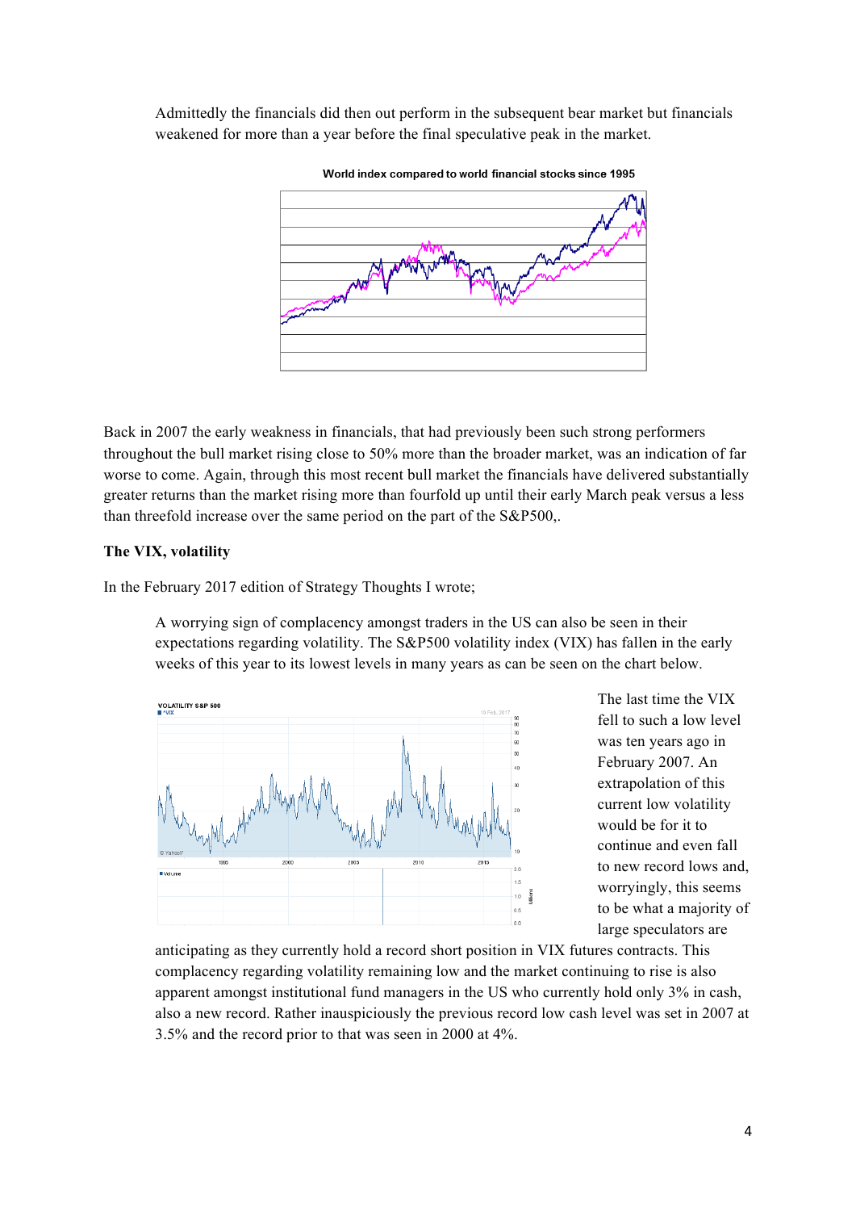Admittedly the financials did then out perform in the subsequent bear market but financials weakened for more than a year before the final speculative peak in the market.

World index compared to world financial stocks since 1995

Back in 2007 the early weakness in financials, that had previously been such strong performers throughout the bull market rising close to 50% more than the broader market, was an indication of far worse to come. Again, through this most recent bull market the financials have delivered substantially greater returns than the market rising more than fourfold up until their early March peak versus a less than threefold increase over the same period on the part of the S&P500,.

**The VIX, volatility**

In the February 2017 edition of Strategy Thoughts I wrote;

> A worrying sign of complacency amongst traders in the US can also be seen in their expectations regarding volatility. The S&P500 volatility index (VIX) has fallen in the early weeks of this year to its lowest levels in many years as can be seen on the chart below.
>
> The last time the VIX fell to such a low level was ten years ago in February 2007. An extrapolation of this current low volatility would be for it to continue and even fall to new record lows and, worryingly, this seems to be what a majority of large speculators are anticipating as they currently hold a record short position in VIX futures contracts. This complacency regarding volatility remaining low and the market continuing to rise is also apparent amongst institutional fund managers in the US who currently hold only 3% in cash, also a new record. Rather inauspiciously the previous record low cash level was set in 2007 at 3.5% and the record prior to that was seen in 2000 at 4%.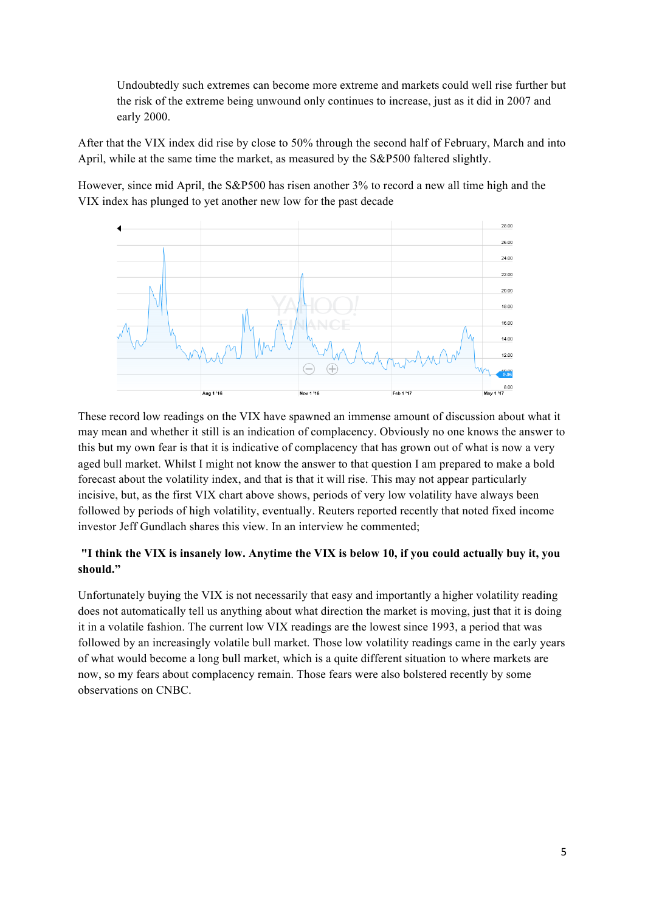> Undoubtedly such extremes can become more extreme and markets could well rise further but the risk of the extreme being unwound only continues to increase, just as it did in 2007 and early 2000.

After that the VIX index did rise by close to 50% through the second half of February, March and into April, while at the same time the market, as measured by the S&P500 faltered slightly.

However, since mid April, the S&P500 has risen another 3% to record a new all time high and the VIX index has plunged to yet another new low for the past decade

These record low readings on the VIX have spawned an immense amount of discussion about what it may mean and whether it still is an indication of complacency. Obviously no one knows the answer to this but my own fear is that it is indicative of complacency that has grown out of what is now a very aged bull market. Whilst I might not know the answer to that question I am prepared to make a bold forecast about the volatility index, and that is that it will rise. This may not appear particularly incisive, but, as the first VIX chart above shows, periods of very low volatility have always been followed by periods of high volatility, eventually. Reuters reported recently that noted fixed income investor Jeff Gundlach shares this view. In an interview he commented;

**"I think the VIX is insanely low. Anytime the VIX is below 10, if you could actually buy it, you should."**

Unfortunately buying the VIX is not necessarily that easy and importantly a higher volatility reading does not automatically tell us anything about what direction the market is moving, just that it is doing it in a volatile fashion. The current low VIX readings are the lowest since 1993, a period that was followed by an increasingly volatile bull market. Those low volatility readings came in the early years of what would become a long bull market, which is a quite different situation to where markets are now, so my fears about complacency remain. Those fears were also bolstered recently by some observations on CNBC.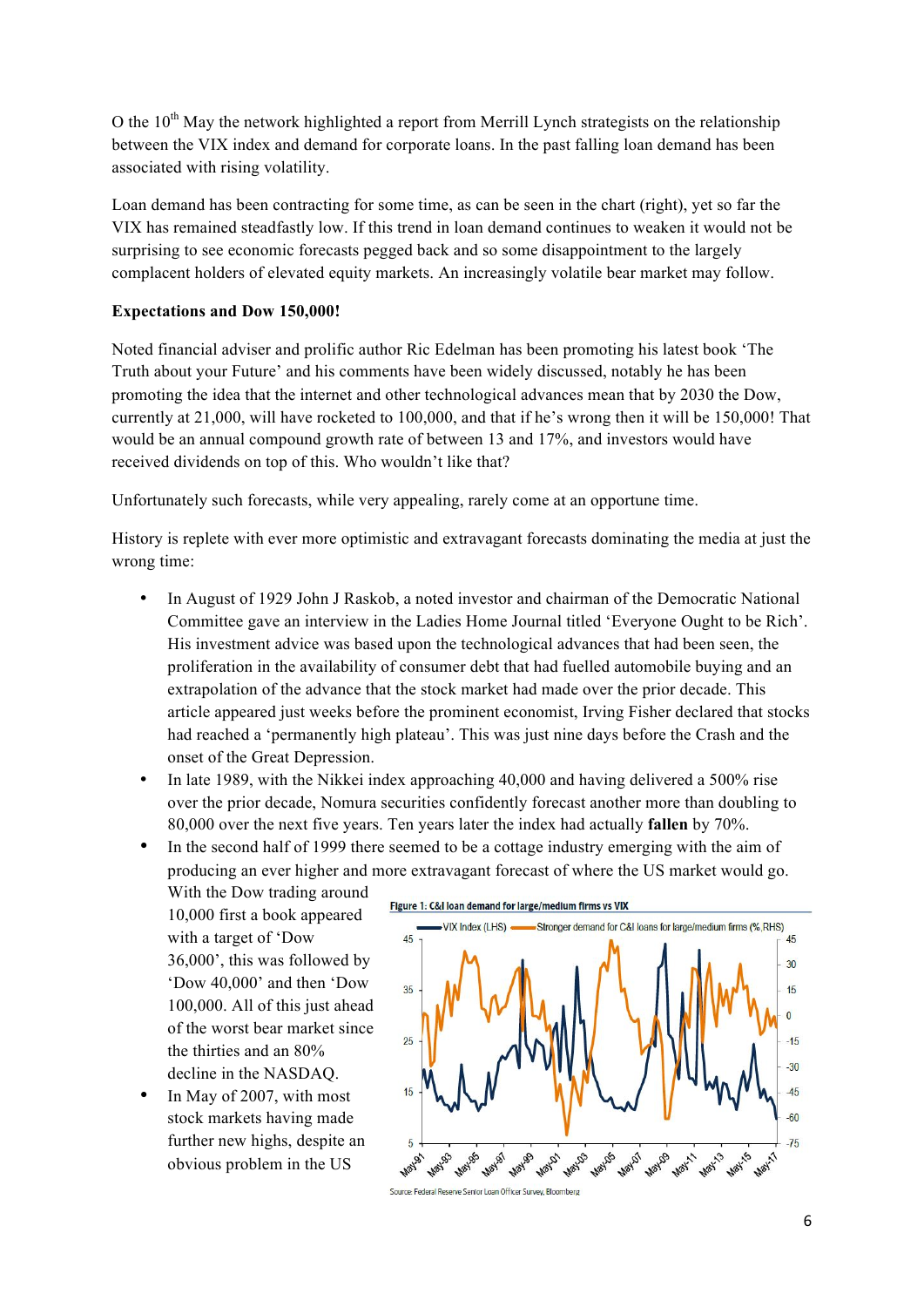O the 10th May the network highlighted a report from Merrill Lynch strategists on the relationship between the VIX index and demand for corporate loans. In the past falling loan demand has been associated with rising volatility.

Loan demand has been contracting for some time, as can be seen in the chart (right), yet so far the VIX has remained steadfastly low. If this trend in loan demand continues to weaken it would not be surprising to see economic forecasts pegged back and so some disappointment to the largely complacent holders of elevated equity markets. An increasingly volatile bear market may follow.

**Expectations and Dow 150,000!**

Noted financial adviser and prolific author Ric Edelman has been promoting his latest book 'The Truth about your Future' and his comments have been widely discussed, notably he has been promoting the idea that the internet and other technological advances mean that by 2030 the Dow, currently at 21,000, will have rocketed to 100,000, and that if he's wrong then it will be 150,000! That would be an annual compound growth rate of between 13 and 17%, and investors would have received dividends on top of this. Who wouldn't like that?

Unfortunately such forecasts, while very appealing, rarely come at an opportune time.

History is replete with ever more optimistic and extravagant forecasts dominating the media at just the wrong time:

- In August of 1929 John J Raskob, a noted investor and chairman of the Democratic National Committee gave an interview in the Ladies Home Journal titled 'Everyone Ought to be Rich'. His investment advice was based upon the technological advances that had been seen, the proliferation in the availability of consumer debt that had fuelled automobile buying and an extrapolation of the advance that the stock market had made over the prior decade. This article appeared just weeks before the prominent economist, Irving Fisher declared that stocks had reached a 'permanently high plateau'. This was just nine days before the Crash and the onset of the Great Depression.
- In late 1989, with the Nikkei index approaching 40,000 and having delivered a 500% rise over the prior decade, Nomura securities confidently forecast another more than doubling to 80,000 over the next five years. Ten years later the index had actually **fallen** by 70%.
- In the second half of 1999 there seemed to be a cottage industry emerging with the aim of producing an ever higher and more extravagant forecast of where the US market would go. With the Dow trading around 10,000 first a book appeared with a target of 'Dow 36,000', this was followed by 'Dow 40,000' and then 'Dow 100,000. All of this just ahead of the worst bear market since the thirties and an 80% decline in the NASDAQ.
- In May of 2007, with most stock markets having made further new highs, despite an obvious problem in the US

**Figure 1: C&I loan demand for large/medium firms vs VIX**

Source: Federal Reserve Senior Loan Officer Survey, Bloomberg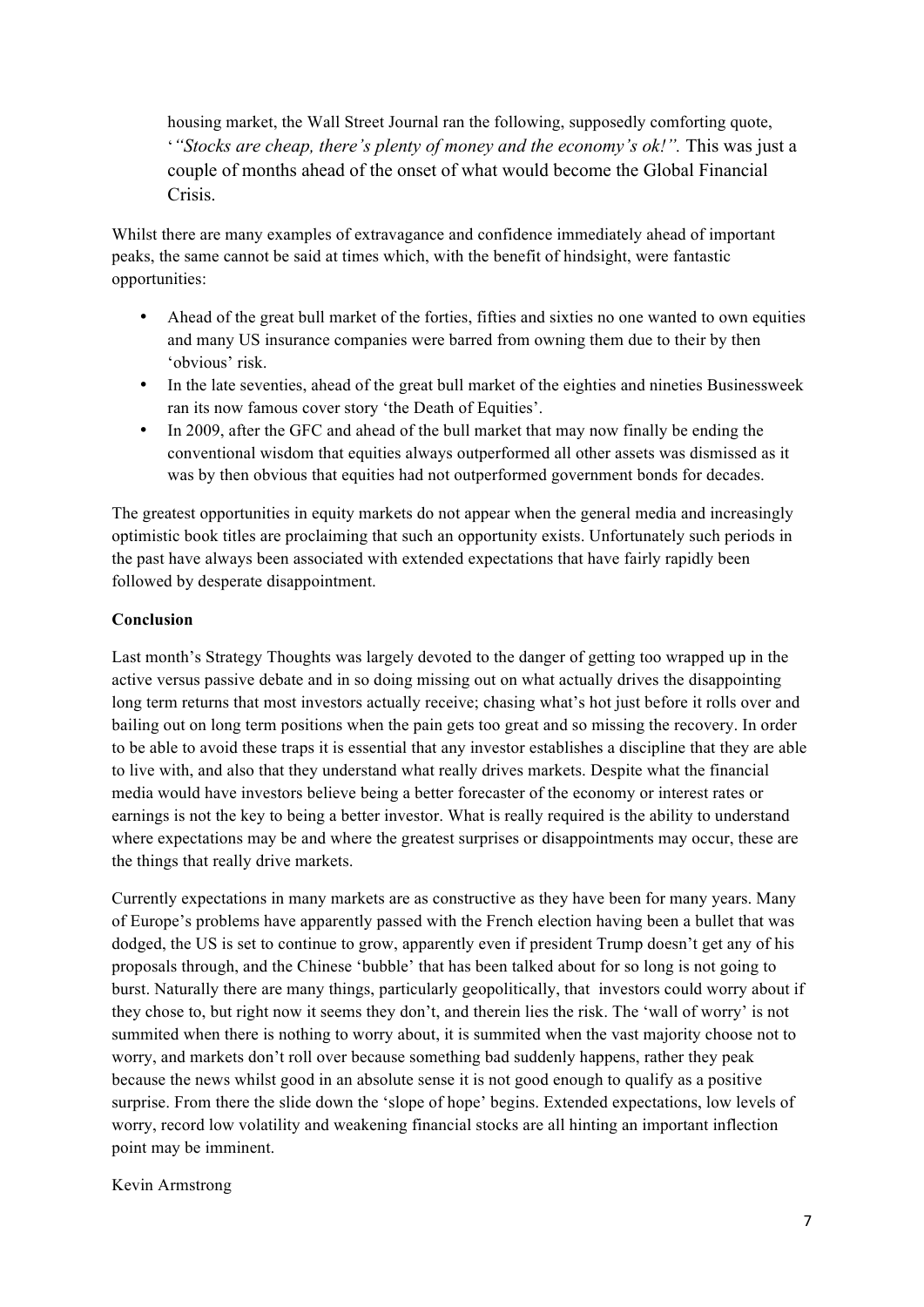housing market, the Wall Street Journal ran the following, supposedly comforting quote, '*"Stocks are cheap, there's plenty of money and the economy's ok!".* This was just a couple of months ahead of the onset of what would become the Global Financial Crisis.

Whilst there are many examples of extravagance and confidence immediately ahead of important peaks, the same cannot be said at times which, with the benefit of hindsight, were fantastic opportunities:

- Ahead of the great bull market of the forties, fifties and sixties no one wanted to own equities and many US insurance companies were barred from owning them due to their by then 'obvious' risk.
- In the late seventies, ahead of the great bull market of the eighties and nineties Businessweek ran its now famous cover story 'the Death of Equities'.
- In 2009, after the GFC and ahead of the bull market that may now finally be ending the conventional wisdom that equities always outperformed all other assets was dismissed as it was by then obvious that equities had not outperformed government bonds for decades.

The greatest opportunities in equity markets do not appear when the general media and increasingly optimistic book titles are proclaiming that such an opportunity exists. Unfortunately such periods in the past have always been associated with extended expectations that have fairly rapidly been followed by desperate disappointment.

**Conclusion**

Last month's Strategy Thoughts was largely devoted to the danger of getting too wrapped up in the active versus passive debate and in so doing missing out on what actually drives the disappointing long term returns that most investors actually receive; chasing what's hot just before it rolls over and bailing out on long term positions when the pain gets too great and so missing the recovery. In order to be able to avoid these traps it is essential that any investor establishes a discipline that they are able to live with, and also that they understand what really drives markets. Despite what the financial media would have investors believe being a better forecaster of the economy or interest rates or earnings is not the key to being a better investor. What is really required is the ability to understand where expectations may be and where the greatest surprises or disappointments may occur, these are the things that really drive markets.

Currently expectations in many markets are as constructive as they have been for many years. Many of Europe's problems have apparently passed with the French election having been a bullet that was dodged, the US is set to continue to grow, apparently even if president Trump doesn't get any of his proposals through, and the Chinese 'bubble' that has been talked about for so long is not going to burst. Naturally there are many things, particularly geopolitically, that investors could worry about if they chose to, but right now it seems they don't, and therein lies the risk. The 'wall of worry' is not summited when there is nothing to worry about, it is summited when the vast majority choose not to worry, and markets don't roll over because something bad suddenly happens, rather they peak because the news whilst good in an absolute sense it is not good enough to qualify as a positive surprise. From there the slide down the 'slope of hope' begins. Extended expectations, low levels of worry, record low volatility and weakening financial stocks are all hinting an important inflection point may be imminent.

Kevin Armstrong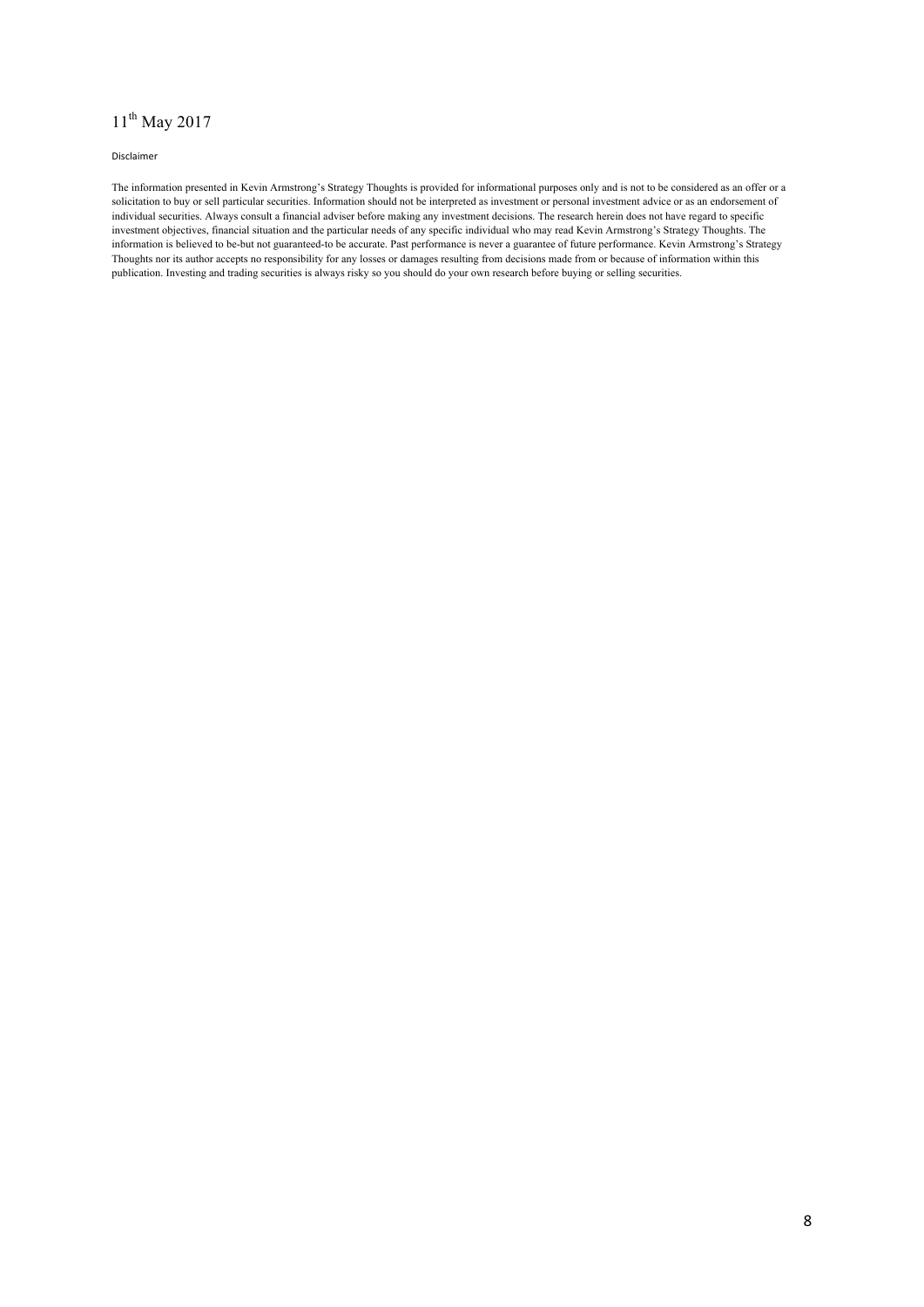11th May 2017

Disclaimer

The information presented in Kevin Armstrong's Strategy Thoughts is provided for informational purposes only and is not to be considered as an offer or a solicitation to buy or sell particular securities. Information should not be interpreted as investment or personal investment advice or as an endorsement of individual securities. Always consult a financial adviser before making any investment decisions. The research herein does not have regard to specific investment objectives, financial situation and the particular needs of any specific individual who may read Kevin Armstrong's Strategy Thoughts. The information is believed to be-but not guaranteed-to be accurate. Past performance is never a guarantee of future performance. Kevin Armstrong's Strategy Thoughts nor its author accepts no responsibility for any losses or damages resulting from decisions made from or because of information within this publication. Investing and trading securities is always risky so you should do your own research before buying or selling securities.